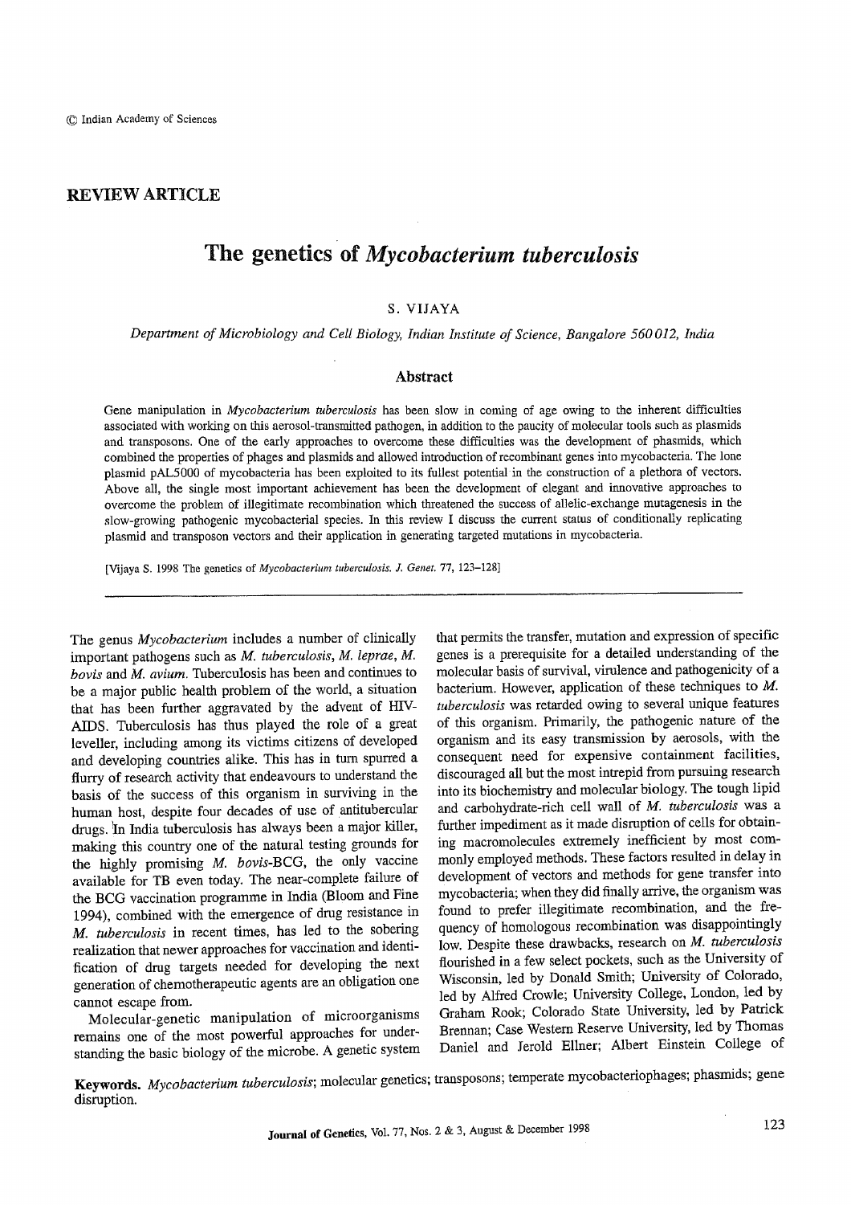© Indian Academy of Sciences

## REVIEW ARTICLE

# The genetics of *Mycobacterium tuberculosis*

S. VIJAYA

*Department of Microbiology and Cell Biology, Indian Institute of Science, Bangalore 560 012, India*

### Abstract

Gene manipulation in *Mycobacterium tuberculosis* has been slow in coming of age owing to the inherent difficulties associated with working on this aerosol-transmitted pathogen, in addition to the paucity of molecular tools such as plasmids and transposons. One of the early approaches to overcome these difficulties was the development of phasmids, which combined the properties of phages and plasmids and allowed introduction of recombinant genes into mycobacteria. The lone plasmid pAL5000 of mycobacteria has been exploited to its fullest potential in the construction of a plethora of vectors. Above all, the single most important achievement has been the development of elegant and innovative approaches to overcome the problem of illegitimate recombination which threatened the success of allelic-exchange mutagenesis in the slow-growing pathogenic mycobacterial species. In this review I discuss the current status of conditionally replicating plasmid and transposon vectors and their application in generating targeted mutations in mycobacteria.

[Vijaya S. 1998 The genetics of *Mycobacterium tuberculosis*. *J. Genet.* 77, 123–128]

---

The genus *Mycobacterium* includes a number of clinically important pathogens such as *M. tuberculosis*, *M. leprae*, *M. bovis* and *M. avium*. Tuberculosis has been and continues to be a major public health problem of the world, a situation that has been further aggravated by the advent of HIV-AIDS. Tuberculosis has thus played the role of a great leveller, including among its victims citizens of developed and developing countries alike. This has in turn spurred a flurry of research activity that endeavours to understand the basis of the success of this organism in surviving in the human host, despite four decades of use of antitubercular drugs. In India tuberculosis has always been a major killer, making this country one of the natural testing grounds for the highly promising *M. bovis*-BCG, the only vaccine available for TB even today. The near-complete failure of the BCG vaccination programme in India (Bloom and Fine 1994), combined with the emergence of drug resistance in *M. tuberculosis* in recent times, has led to the sobering realization that newer approaches for vaccination and identification of drug targets needed for developing the next generation of chemotherapeutic agents are an obligation one cannot escape from.

Molecular-genetic manipulation of microorganisms remains one of the most powerful approaches for understanding the basic biology of the microbe. A genetic system that permits the transfer, mutation and expression of specific genes is a prerequisite for a detailed understanding of the molecular basis of survival, virulence and pathogenicity of a bacterium. However, application of these techniques to *M. tuberculosis* was retarded owing to several unique features of this organism. Primarily, the pathogenic nature of the organism and its easy transmission by aerosols, with the consequent need for expensive containment facilities, discouraged all but the most intrepid from pursuing research into its biochemistry and molecular biology. The tough lipid and carbohydrate-rich cell wall of *M. tuberculosis* was a further impediment as it made disruption of cells for obtaining macromolecules extremely inefficient by most commonly employed methods. These factors resulted in delay in development of vectors and methods for gene transfer into mycobacteria; when they did finally arrive, the organism was found to prefer illegitimate recombination, and the frequency of homologous recombination was disappointingly low. Despite these drawbacks, research on *M. tuberculosis* flourished in a few select pockets, such as the University of Wisconsin, led by Donald Smith; University of Colorado, led by Alfred Crowle; University College, London, led by Graham Rook; Colorado State University, led by Patrick Brennan; Case Western Reserve University, led by Thomas Daniel and Jerold Ellner; Albert Einstein College of

**Keywords.** *Mycobacterium tuberculosis*; molecular genetics; transposons; temperate mycobacteriophages; phasmids; gene disruption.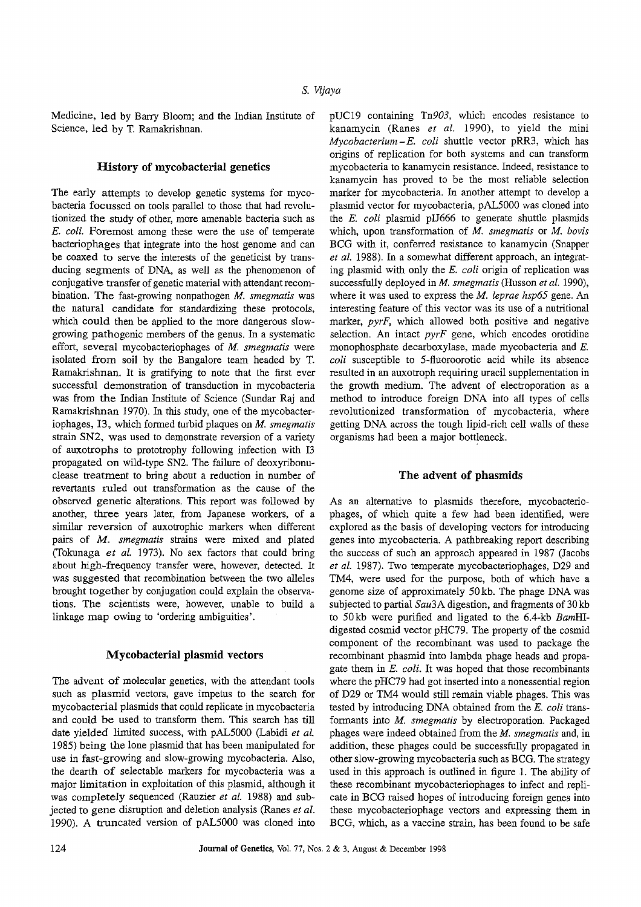Medicine, led by Barry Bloom; and the Indian Institute of Science, led by T. Ramakrishnan.

## History of mycobacterial genetics

The early attempts to develop genetic systems for mycobacteria focussed on tools parallel to those that had revolutionized the study of other, more amenable bacteria such as *E. coli*. Foremost among these were the use of temperate bacteriophages that integrate into the host genome and can be coaxed to serve the interests of the geneticist by transducing segments of DNA, as well as the phenomenon of conjugative transfer of genetic material with attendant recombination. The fast-growing nonpathogen *M. smegmatis* was the natural candidate for standardizing these protocols, which could then be applied to the more dangerous slow-growing pathogenic members of the genus. In a systematic effort, several mycobacteriophages of *M. smegmatis* were isolated from soil by the Bangalore team headed by T. Ramakrishnan. It is gratifying to note that the first ever successful demonstration of transduction in mycobacteria was from the Indian Institute of Science (Sundar Raj and Ramakrishnan 1970). In this study, one of the mycobacteriophages, I3, which formed turbid plaques on *M. smegmatis* strain SN2, was used to demonstrate reversion of a variety of auxotrophs to prototrophy following infection with I3 propagated on wild-type SN2. The failure of deoxyribonuclease treatment to bring about a reduction in number of revertants ruled out transformation as the cause of the observed genetic alterations. This report was followed by another, three years later, from Japanese workers, of a similar reversion of auxotrophic markers when different pairs of *M. smegmatis* strains were mixed and plated (Tokunaga *et al.* 1973). No sex factors that could bring about high-frequency transfer were, however, detected. It was suggested that recombination between the two alleles brought together by conjugation could explain the observations. The scientists were, however, unable to build a linkage map owing to 'ordering ambiguities'.

## Mycobacterial plasmid vectors

The advent of molecular genetics, with the attendant tools such as plasmid vectors, gave impetus to the search for mycobacterial plasmids that could replicate in mycobacteria and could be used to transform them. This search has till date yielded limited success, with pAL5000 (Labidi *et al.* 1985) being the lone plasmid that has been manipulated for use in fast-growing and slow-growing mycobacteria. Also, the dearth of selectable markers for mycobacteria was a major limitation in exploitation of this plasmid, although it was completely sequenced (Rauzier *et al.* 1988) and subjected to gene disruption and deletion analysis (Ranes *et al.* 1990). A truncated version of pAL5000 was cloned into pUC19 containing Tn*903*, which encodes resistance to kanamycin (Ranes *et al.* 1990), to yield the mini *Mycobacterium–E. coli* shuttle vector pRR3, which has origins of replication for both systems and can transform mycobacteria to kanamycin resistance. Indeed, resistance to kanamycin has proved to be the most reliable selection marker for mycobacteria. In another attempt to develop a plasmid vector for mycobacteria, pAL5000 was cloned into the *E. coli* plasmid pIJ666 to generate shuttle plasmids which, upon transformation of *M. smegmatis* or *M. bovis* BCG with it, conferred resistance to kanamycin (Snapper *et al.* 1988). In a somewhat different approach, an integrating plasmid with only the *E. coli* origin of replication was successfully deployed in *M. smegmatis* (Husson *et al.* 1990), where it was used to express the *M. leprae hsp65* gene. An interesting feature of this vector was its use of a nutritional marker, *pyrF*, which allowed both positive and negative selection. An intact *pyrF* gene, which encodes orotidine monophosphate decarboxylase, made mycobacteria and *E. coli* susceptible to 5-fluoroorotic acid while its absence resulted in an auxotroph requiring uracil supplementation in the growth medium. The advent of electroporation as a method to introduce foreign DNA into all types of cells revolutionized transformation of mycobacteria, where getting DNA across the tough lipid-rich cell walls of these organisms had been a major bottleneck.

## The advent of phasmids

As an alternative to plasmids therefore, mycobacteriophages, of which quite a few had been identified, were explored as the basis of developing vectors for introducing genes into mycobacteria. A pathbreaking report describing the success of such an approach appeared in 1987 (Jacobs *et al.* 1987). Two temperate mycobacteriophages, D29 and TM4, were used for the purpose, both of which have a genome size of approximately 50 kb. The phage DNA was subjected to partial *Sau*3A digestion, and fragments of 30 kb to 50 kb were purified and ligated to the 6.4-kb *Bam*HI-digested cosmid vector pHC79. The property of the cosmid component of the recombinant was used to package the recombinant phasmid into lambda phage heads and propagate them in *E. coli*. It was hoped that those recombinants where the pHC79 had got inserted into a nonessential region of D29 or TM4 would still remain viable phages. This was tested by introducing DNA obtained from the *E. coli* transformants into *M. smegmatis* by electroporation. Packaged phages were indeed obtained from the *M. smegmatis* and, in addition, these phages could be successfully propagated in other slow-growing mycobacteria such as BCG. The strategy used in this approach is outlined in figure 1. The ability of these recombinant mycobacteriophages to infect and replicate in BCG raised hopes of introducing foreign genes into these mycobacteriophage vectors and expressing them in BCG, which, as a vaccine strain, has been found to be safe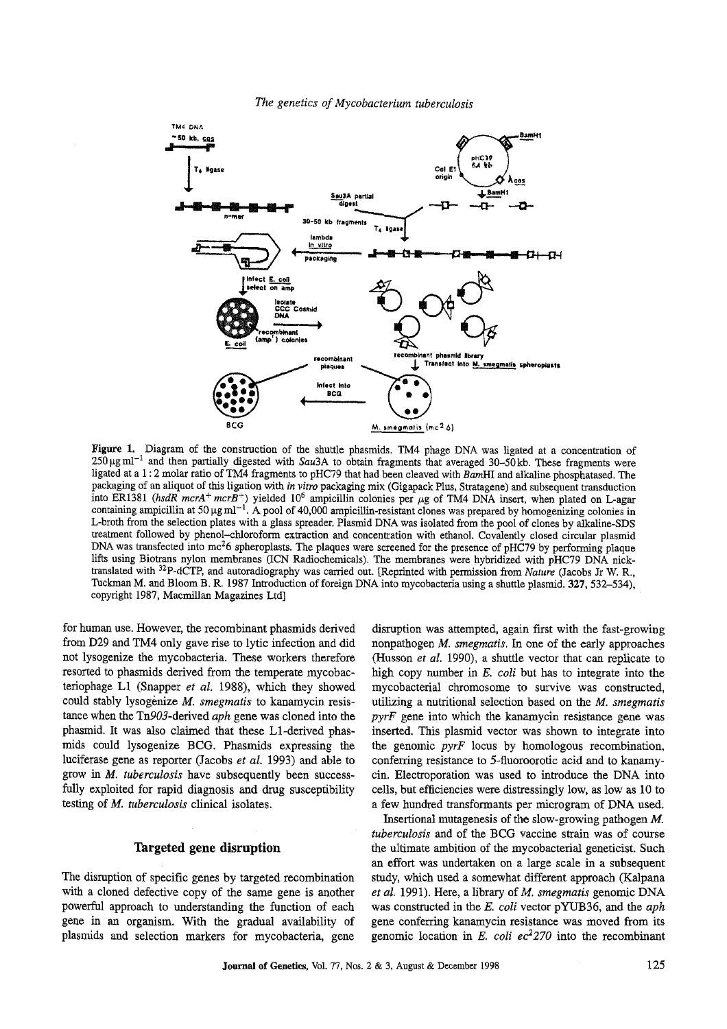**Figure 1.** Diagram of the construction of the shuttle phasmids. TM4 phage DNA was ligated at a concentration of 250 μg ml$^{-1}$ and then partially digested with *Sau*3A to obtain fragments that averaged 30–50 kb. These fragments were ligated at a 1 : 2 molar ratio of TM4 fragments to pHC79 that had been cleaved with *Bam*HI and alkaline phosphatased. The packaging of an aliquot of this ligation with *in vitro* packaging mix (Gigapack Plus, Stratagene) and subsequent transduction into ER1381 (*hsdR mcrA$^+$ mcrB$^+$*) yielded $10^6$ ampicillin colonies per μg of TM4 DNA insert, when plated on L-agar containing ampicillin at 50 μg ml$^{-1}$. A pool of 40,000 ampicillin-resistant clones was prepared by homogenizing colonies in L-broth from the selection plates with a glass spreader. Plasmid DNA was isolated from the pool of clones by alkaline-SDS treatment followed by phenol–chloroform extraction and concentration with ethanol. Covalently closed circular plasmid DNA was transfected into mc$^2$6 spheroplasts. The plaques were screened for the presence of pHC79 by performing plaque lifts using Biotrans nylon membranes (ICN Radiochemicals). The membranes were hybridized with pHC79 DNA nick-translated with $^{32}$P-dCTP, and autoradiography was carried out. [Reprinted with permission from *Nature* (Jacobs Jr W. R., Tuckman M. and Bloom B. R. 1987 Introduction of foreign DNA into mycobacteria using a shuttle plasmid. **327**, 532–534), copyright 1987, Macmillan Magazines Ltd]

for human use. However, the recombinant phasmids derived from D29 and TM4 only gave rise to lytic infection and did not lysogenize the mycobacteria. These workers therefore resorted to phasmids derived from the temperate mycobacteriophage L1 (Snapper *et al.* 1988), which they showed could stably lysogenize *M. smegmatis* to kanamycin resistance when the Tn*903*-derived *aph* gene was cloned into the phasmid. It was also claimed that these L1-derived phasmids could lysogenize BCG. Phasmids expressing the luciferase gene as reporter (Jacobs *et al.* 1993) and able to grow in *M. tuberculosis* have subsequently been successfully exploited for rapid diagnosis and drug susceptibility testing of *M. tuberculosis* clinical isolates.

## Targeted gene disruption

The disruption of specific genes by targeted recombination with a cloned defective copy of the same gene is another powerful approach to understanding the function of each gene in an organism. With the gradual availability of plasmids and selection markers for mycobacteria, gene disruption was attempted, again first with the fast-growing nonpathogen *M. smegmatis*. In one of the early approaches (Husson *et al.* 1990), a shuttle vector that can replicate to high copy number in *E. coli* but has to integrate into the mycobacterial chromosome to survive was constructed, utilizing a nutritional selection based on the *M. smegmatis pyrF* gene into which the kanamycin resistance gene was inserted. This plasmid vector was shown to integrate into the genomic *pyrF* locus by homologous recombination, conferring resistance to 5-fluoroorotic acid and to kanamycin. Electroporation was used to introduce the DNA into cells, but efficiencies were distressingly low, as low as 10 to a few hundred transformants per microgram of DNA used.

Insertional mutagenesis of the slow-growing pathogen *M. tuberculosis* and of the BCG vaccine strain was of course the ultimate ambition of the mycobacterial geneticist. Such an effort was undertaken on a large scale in a subsequent study, which used a somewhat different approach (Kalpana *et al.* 1991). Here, a library of *M. smegmatis* genomic DNA was constructed in the *E. coli* vector pYUB36, and the *aph* gene conferring kanamycin resistance was moved from its genomic location in *E. coli ec$^2$270* into the recombinant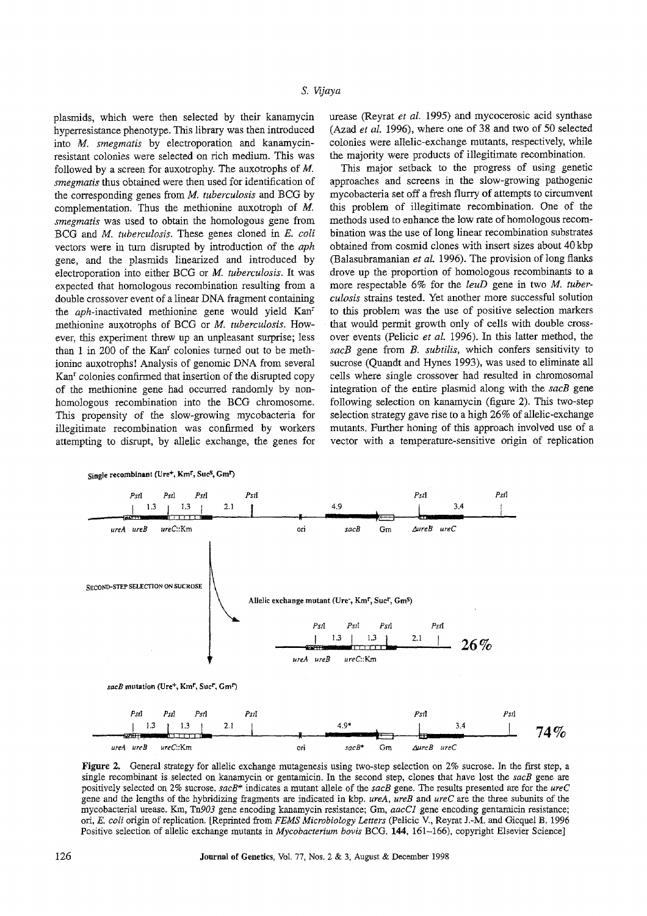plasmids, which were then selected by their kanamycin hyperresistance phenotype. This library was then introduced into *M. smegmatis* by electroporation and kanamycin-resistant colonies were selected on rich medium. This was followed by a screen for auxotrophy. The auxotrophs of *M. smegmatis* thus obtained were then used for identification of the corresponding genes from *M. tuberculosis* and BCG by complementation. Thus the methionine auxotroph of *M. smegmatis* was used to obtain the homologous gene from BCG and *M. tuberculosis*. These genes cloned in *E. coli* vectors were in turn disrupted by introduction of the *aph* gene, and the plasmids linearized and introduced by electroporation into either BCG or *M. tuberculosis*. It was expected that homologous recombination resulting from a double crossover event of a linear DNA fragment containing the *aph*-inactivated methionine gene would yield Kan$^r$ methionine auxotrophs of BCG or *M. tuberculosis*. However, this experiment threw up an unpleasant surprise; less than 1 in 200 of the Kan$^r$ colonies turned out to be methionine auxotrophs! Analysis of genomic DNA from several Kan$^r$ colonies confirmed that insertion of the disrupted copy of the methionine gene had occurred randomly by non-homologous recombination into the BCG chromosome. This propensity of the slow-growing mycobacteria for illegitimate recombination was confirmed by workers attempting to disrupt, by allelic exchange, the genes for urease (Reyrat *et al.* 1995) and mycocerosic acid synthase (Azad *et al.* 1996), where one of 38 and two of 50 selected colonies were allelic-exchange mutants, respectively, while the majority were products of illegitimate recombination.

This major setback to the progress of using genetic approaches and screens in the slow-growing pathogenic mycobacteria set off a fresh flurry of attempts to circumvent this problem of illegitimate recombination. One of the methods used to enhance the low rate of homologous recombination was the use of long linear recombination substrates obtained from cosmid clones with insert sizes about 40 kbp (Balasubramanian *et al.* 1996). The provision of long flanks drove up the proportion of homologous recombinants to a more respectable 6% for the *leuD* gene in two *M. tuberculosis* strains tested. Yet another more successful solution to this problem was the use of positive selection markers that would permit growth only of cells with double crossover events (Pelicic *et al.* 1996). In this latter method, the *sacB* gene from *B. subtilis*, which confers sensitivity to sucrose (Quandt and Hynes 1993), was used to eliminate all cells where single crossover had resulted in chromosomal integration of the entire plasmid along with the *sacB* gene following selection on kanamycin (figure 2). This two-step selection strategy gave rise to a high 26% of allelic-exchange mutants. Further honing of this approach involved use of a vector with a temperature-sensitive origin of replication

**Figure 2.** General strategy for allelic exchange mutagenesis using two-step selection on 2% sucrose. In the first step, a single recombinant is selected on kanamycin or gentamicin. In the second step, clones that have lost the *sacB* gene are positively selected on 2% sucrose. *sacB*\* indicates a mutant allele of the *sacB* gene. The results presented are for the *ureC* gene and the lengths of the hybridizing fragments are indicated in kbp. *ureA*, *ureB* and *ureC* are the three subunits of the mycobacterial urease. Km, Tn*903* gene encoding kanamycin resistance; Gm, *aacC1* gene encoding gentamicin resistance; ori, *E. coli* origin of replication. [Reprinted from *FEMS Microbiology Letters* (Pelicic V., Reyrat J.-M. and Gicquel B. 1996 Positive selection of allelic exchange mutants in *Mycobacterium bovis* BCG. **144**, 161–166), copyright Elsevier Science]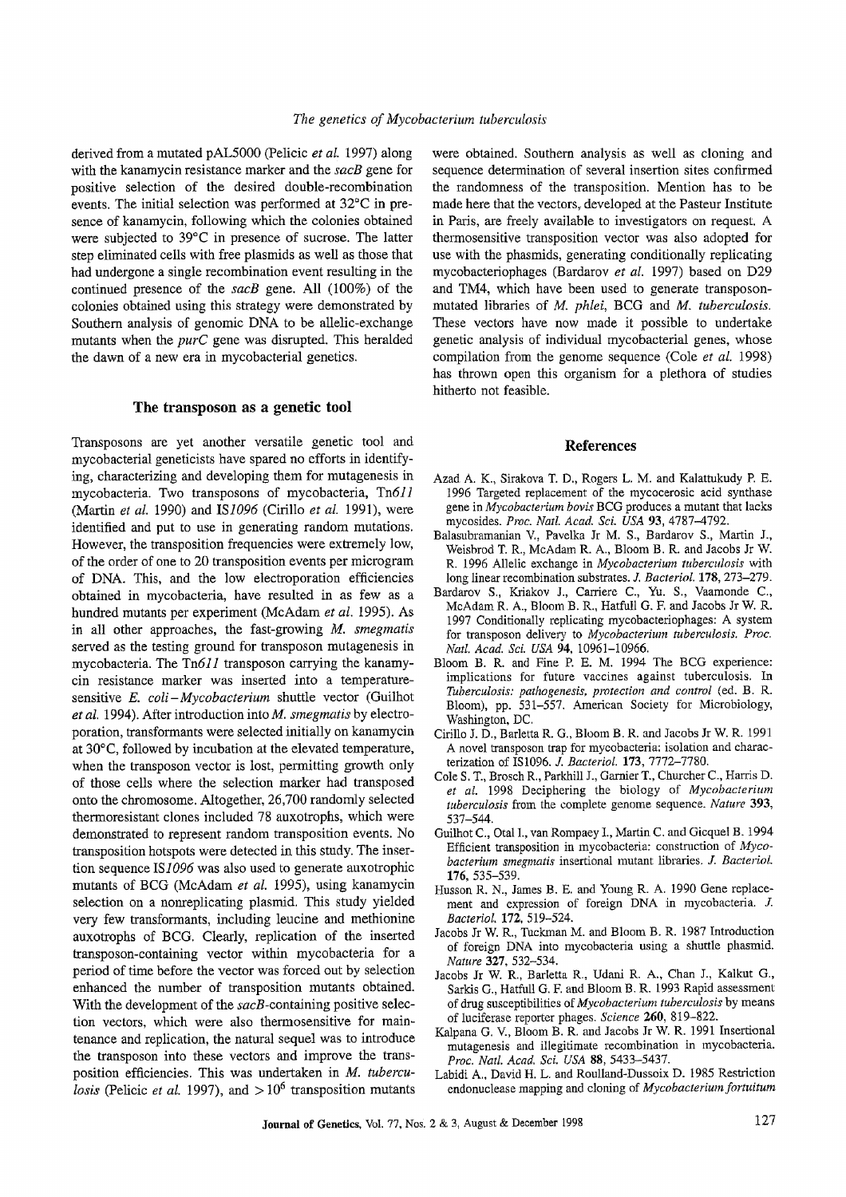derived from a mutated pAL5000 (Pelicic *et al.* 1997) along with the kanamycin resistance marker and the *sacB* gene for positive selection of the desired double-recombination events. The initial selection was performed at 32°C in presence of kanamycin, following which the colonies obtained were subjected to 39°C in presence of sucrose. The latter step eliminated cells with free plasmids as well as those that had undergone a single recombination event resulting in the continued presence of the *sacB* gene. All (100%) of the colonies obtained using this strategy were demonstrated by Southern analysis of genomic DNA to be allelic-exchange mutants when the *purC* gene was disrupted. This heralded the dawn of a new era in mycobacterial genetics.

## The transposon as a genetic tool

Transposons are yet another versatile genetic tool and mycobacterial geneticists have spared no efforts in identifying, characterizing and developing them for mutagenesis in mycobacteria. Two transposons of mycobacteria, Tn*611* (Martin *et al.* 1990) and IS*1096* (Cirillo *et al.* 1991), were identified and put to use in generating random mutations. However, the transposition frequencies were extremely low, of the order of one to 20 transposition events per microgram of DNA. This, and the low electroporation efficiencies obtained in mycobacteria, have resulted in as few as a hundred mutants per experiment (McAdam *et al.* 1995). As in all other approaches, the fast-growing *M. smegmatis* served as the testing ground for transposon mutagenesis in mycobacteria. The Tn*611* transposon carrying the kanamycin resistance marker was inserted into a temperature-sensitive *E. coli–Mycobacterium* shuttle vector (Guilhot *et al.* 1994). After introduction into *M. smegmatis* by electroporation, transformants were selected initially on kanamycin at 30°C, followed by incubation at the elevated temperature, when the transposon vector is lost, permitting growth only of those cells where the selection marker had transposed onto the chromosome. Altogether, 26,700 randomly selected thermoresistant clones included 78 auxotrophs, which were demonstrated to represent random transposition events. No transposition hotspots were detected in this study. The insertion sequence IS*1096* was also used to generate auxotrophic mutants of BCG (McAdam *et al.* 1995), using kanamycin selection on a nonreplicating plasmid. This study yielded very few transformants, including leucine and methionine auxotrophs of BCG. Clearly, replication of the inserted transposon-containing vector within mycobacteria for a period of time before the vector was forced out by selection enhanced the number of transposition mutants obtained. With the development of the *sacB*-containing positive selection vectors, which were also thermosensitive for maintenance and replication, the natural sequel was to introduce the transposon into these vectors and improve the transposition efficiencies. This was undertaken in *M. tuberculosis* (Pelicic *et al.* 1997), and $> 10^6$ transposition mutants were obtained. Southern analysis as well as cloning and sequence determination of several insertion sites confirmed the randomness of the transposition. Mention has to be made here that the vectors, developed at the Pasteur Institute in Paris, are freely available to investigators on request. A thermosensitive transposition vector was also adopted for use with the phasmids, generating conditionally replicating mycobacteriophages (Bardarov *et al.* 1997) based on D29 and TM4, which have been used to generate transposon-mutated libraries of *M. phlei*, BCG and *M. tuberculosis*. These vectors have now made it possible to undertake genetic analysis of individual mycobacterial genes, whose compilation from the genome sequence (Cole *et al.* 1998) has thrown open this organism for a plethora of studies hitherto not feasible.

## References

Azad A. K., Sirakova T. D., Rogers L. M. and Kalattukudy P. E. 1996 Targeted replacement of the mycocerosic acid synthase gene in *Mycobacterium bovis* BCG produces a mutant that lacks mycosides. *Proc. Natl. Acad. Sci. USA* **93**, 4787–4792.

Balasubramanian V., Pavelka Jr M. S., Bardarov S., Martin J., Weisbrod T. R., McAdam R. A., Bloom B. R. and Jacobs Jr W. R. 1996 Allelic exchange in *Mycobacterium tuberculosis* with long linear recombination substrates. *J. Bacteriol.* **178**, 273–279.

Bardarov S., Kriakov J., Carriere C., Yu. S., Vaamonde C., McAdam R. A., Bloom B. R., Hatfull G. F. and Jacobs Jr W. R. 1997 Conditionally replicating mycobacteriophages: A system for transposon delivery to *Mycobacterium tuberculosis*. *Proc. Natl. Acad. Sci. USA* **94**, 10961–10966.

Bloom B. R. and Fine P. E. M. 1994 The BCG experience: implications for future vaccines against tuberculosis. In *Tuberculosis: pathogenesis, protection and control* (ed. B. R. Bloom), pp. 531–557. American Society for Microbiology, Washington, DC.

Cirillo J. D., Barletta R. G., Bloom B. R. and Jacobs Jr W. R. 1991 A novel transposon trap for mycobacteria: isolation and characterization of IS1096. *J. Bacteriol.* **173**, 7772–7780.

Cole S. T., Brosch R., Parkhill J., Garnier T., Churcher C., Harris D. *et al.* 1998 Deciphering the biology of *Mycobacterium tuberculosis* from the complete genome sequence. *Nature* **393**, 537–544.

Guilhot C., Otal I., van Rompaey I., Martin C. and Gicquel B. 1994 Efficient transposition in mycobacteria: construction of *Mycobacterium smegmatis* insertional mutant libraries. *J. Bacteriol.* **176**, 535–539.

Husson R. N., James B. E. and Young R. A. 1990 Gene replacement and expression of foreign DNA in mycobacteria. *J. Bacteriol.* **172**, 519–524.

Jacobs Jr W. R., Tuckman M. and Bloom B. R. 1987 Introduction of foreign DNA into mycobacteria using a shuttle phasmid. *Nature* **327**, 532–534.

Jacobs Jr W. R., Barletta R., Udani R. A., Chan J., Kalkut G., Sarkis G., Hatfull G. F. and Bloom B. R. 1993 Rapid assessment of drug susceptibilities of *Mycobacterium tuberculosis* by means of luciferase reporter phages. *Science* **260**, 819–822.

Kalpana G. V., Bloom B. R. and Jacobs Jr W. R. 1991 Insertional mutagenesis and illegitimate recombination in mycobacteria. *Proc. Natl. Acad. Sci. USA* **88**, 5433–5437.

Labidi A., David H. L. and Roulland-Dussoix D. 1985 Restriction endonuclease mapping and cloning of *Mycobacterium fortuitum*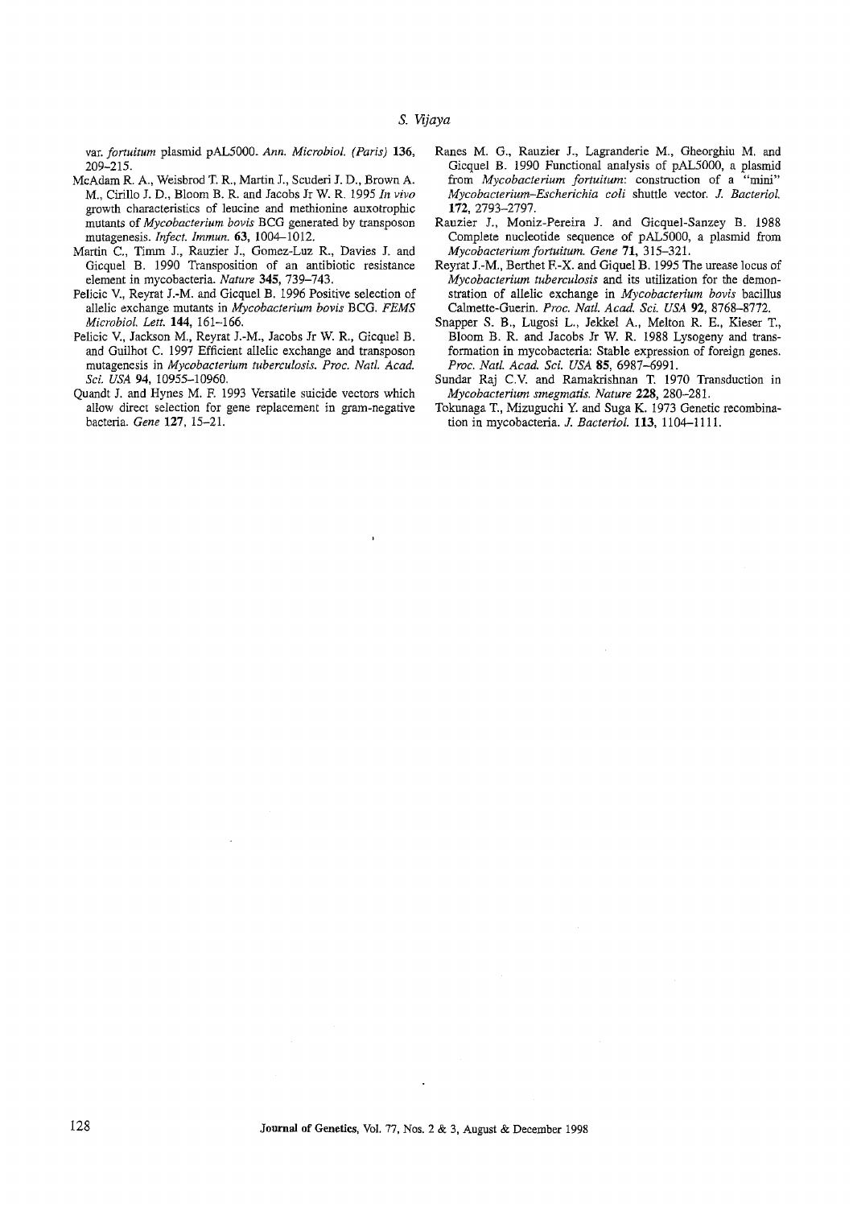var. *fortuitum* plasmid pAL5000. *Ann. Microbiol. (Paris)* **136**, 209–215.

McAdam R. A., Weisbrod T. R., Martin J., Scuderi J. D., Brown A. M., Cirillo J. D., Bloom B. R. and Jacobs Jr W. R. 1995 *In vivo* growth characteristics of leucine and methionine auxotrophic mutants of *Mycobacterium bovis* BCG generated by transposon mutagenesis. *Infect. Immun.* **63**, 1004–1012.

Martin C., Timm J., Rauzier J., Gomez-Luz R., Davies J. and Gicquel B. 1990 Transposition of an antibiotic resistance element in mycobacteria. *Nature* **345**, 739–743.

Pelicic V., Reyrat J.-M. and Gicquel B. 1996 Positive selection of allelic exchange mutants in *Mycobacterium bovis* BCG. *FEMS Microbiol. Lett.* **144**, 161–166.

Pelicic V., Jackson M., Reyrat J.-M., Jacobs Jr W. R., Gicquel B. and Guilhot C. 1997 Efficient allelic exchange and transposon mutagenesis in *Mycobacterium tuberculosis*. *Proc. Natl. Acad. Sci. USA* **94**, 10955–10960.

Quandt J. and Hynes M. F. 1993 Versatile suicide vectors which allow direct selection for gene replacement in gram-negative bacteria. *Gene* **127**, 15–21.

Ranes M. G., Rauzier J., Lagranderie M., Gheorghiu M. and Gicquel B. 1990 Functional analysis of pAL5000, a plasmid from *Mycobacterium fortuitum*: construction of a "mini" *Mycobacterium–Escherichia coli* shuttle vector. *J. Bacteriol.* **172**, 2793–2797.

Rauzier J., Moniz-Pereira J. and Gicquel-Sanzey B. 1988 Complete nucleotide sequence of pAL5000, a plasmid from *Mycobacterium fortuitum*. *Gene* **71**, 315–321.

Reyrat J.-M., Berthet F.-X. and Giquel B. 1995 The urease locus of *Mycobacterium tuberculosis* and its utilization for the demonstration of allelic exchange in *Mycobacterium bovis* bacillus Calmette-Guerin. *Proc. Natl. Acad. Sci. USA* **92**, 8768–8772.

Snapper S. B., Lugosi L., Jekkel A., Melton R. E., Kieser T., Bloom B. R. and Jacobs Jr W. R. 1988 Lysogeny and transformation in mycobacteria: Stable expression of foreign genes. *Proc. Natl. Acad. Sci. USA* **85**, 6987–6991.

Sundar Raj C.V. and Ramakrishnan T. 1970 Transduction in *Mycobacterium smegmatis*. *Nature* **228**, 280–281.

Tokunaga T., Mizuguchi Y. and Suga K. 1973 Genetic recombination in mycobacteria. *J. Bacteriol.* **113**, 1104–1111.